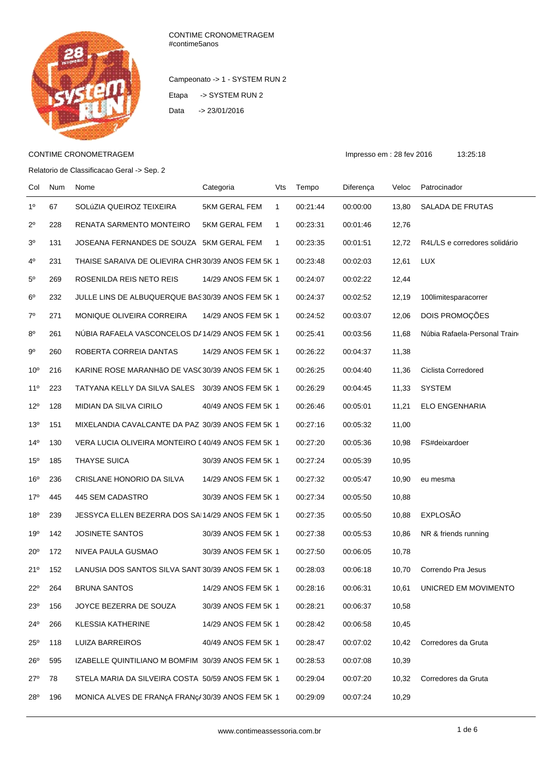CONTIME CRONOMETRAGEM
#contime5anos

Campeonato -> 1 - SYSTEM RUN 2

Etapa -> SYSTEM RUN 2

Data -> 23/01/2016

CONTIME CRONOMETRAGEM

Impresso em : 28 fev 2016 13:25:18

Relatorio de Classificacao Geral -> Sep. 2

| Col | Num | Nome | Categoria | Vts | Tempo | Diferença | Veloc | Patrocinador |
|---|---|---|---|---|---|---|---|---|
| 1º | 67 | SOLúZIA QUEIROZ TEIXEIRA | 5KM GERAL FEM | 1 | 00:21:44 | 00:00:00 | 13,80 | SALADA DE FRUTAS |
| 2º | 228 | RENATA SARMENTO MONTEIRO | 5KM GERAL FEM | 1 | 00:23:31 | 00:01:46 | 12,76 | |
| 3º | 131 | JOSEANA FERNANDES DE SOUZA | 5KM GERAL FEM | 1 | 00:23:35 | 00:01:51 | 12,72 | R4L/LS e corredores solidário |
| 4º | 231 | THAISE SARAIVA DE OLIEVIRA CHR | 30/39 ANOS FEM 5K | 1 | 00:23:48 | 00:02:03 | 12,61 | LUX |
| 5º | 269 | ROSENILDA REIS NETO REIS | 14/29 ANOS FEM 5K | 1 | 00:24:07 | 00:02:22 | 12,44 | |
| 6º | 232 | JULLE LINS DE ALBUQUERQUE BAS | 30/39 ANOS FEM 5K | 1 | 00:24:37 | 00:02:52 | 12,19 | 100limitesparacorrer |
| 7º | 271 | MONIQUE OLIVEIRA CORREIRA | 14/29 ANOS FEM 5K | 1 | 00:24:52 | 00:03:07 | 12,06 | DOIS PROMOÇÕES |
| 8º | 261 | NÚBIA RAFAELA VASCONCELOS D/ | 14/29 ANOS FEM 5K | 1 | 00:25:41 | 00:03:56 | 11,68 | Núbia Rafaela-Personal Train |
| 9º | 260 | ROBERTA CORREIA DANTAS | 14/29 ANOS FEM 5K | 1 | 00:26:22 | 00:04:37 | 11,38 | |
| 10º | 216 | KARINE ROSE MARANHãO DE VASC | 30/39 ANOS FEM 5K | 1 | 00:26:25 | 00:04:40 | 11,36 | Ciclista Corredored |
| 11º | 223 | TATYANA KELLY DA SILVA SALES | 30/39 ANOS FEM 5K | 1 | 00:26:29 | 00:04:45 | 11,33 | SYSTEM |
| 12º | 128 | MIDIAN DA SILVA CIRILO | 40/49 ANOS FEM 5K | 1 | 00:26:46 | 00:05:01 | 11,21 | ELO ENGENHARIA |
| 13º | 151 | MIXELANDIA CAVALCANTE DA PAZ | 30/39 ANOS FEM 5K | 1 | 00:27:16 | 00:05:32 | 11,00 | |
| 14º | 130 | VERA LUCIA OLIVEIRA MONTEIRO [ | 40/49 ANOS FEM 5K | 1 | 00:27:20 | 00:05:36 | 10,98 | FS#deixardoer |
| 15º | 185 | THAYSE SUICA | 30/39 ANOS FEM 5K | 1 | 00:27:24 | 00:05:39 | 10,95 | |
| 16º | 236 | CRISLANE HONORIO DA SILVA | 14/29 ANOS FEM 5K | 1 | 00:27:32 | 00:05:47 | 10,90 | eu mesma |
| 17º | 445 | 445 SEM CADASTRO | 30/39 ANOS FEM 5K | 1 | 00:27:34 | 00:05:50 | 10,88 | |
| 18º | 239 | JESSYCA ELLEN BEZERRA DOS SA | 14/29 ANOS FEM 5K | 1 | 00:27:35 | 00:05:50 | 10,88 | EXPLOSÃO |
| 19º | 142 | JOSINETE SANTOS | 30/39 ANOS FEM 5K | 1 | 00:27:38 | 00:05:53 | 10,86 | NR & friends running |
| 20º | 172 | NIVEA PAULA GUSMAO | 30/39 ANOS FEM 5K | 1 | 00:27:50 | 00:06:05 | 10,78 | |
| 21º | 152 | LANUSIA DOS SANTOS SILVA SANT | 30/39 ANOS FEM 5K | 1 | 00:28:03 | 00:06:18 | 10,70 | Correndo Pra Jesus |
| 22º | 264 | BRUNA SANTOS | 14/29 ANOS FEM 5K | 1 | 00:28:16 | 00:06:31 | 10,61 | UNICRED EM MOVIMENTO |
| 23º | 156 | JOYCE BEZERRA DE SOUZA | 30/39 ANOS FEM 5K | 1 | 00:28:21 | 00:06:37 | 10,58 | |
| 24º | 266 | KLESSIA KATHERINE | 14/29 ANOS FEM 5K | 1 | 00:28:42 | 00:06:58 | 10,45 | |
| 25º | 118 | LUIZA BARREIROS | 40/49 ANOS FEM 5K | 1 | 00:28:47 | 00:07:02 | 10,42 | Corredores da Gruta |
| 26º | 595 | IZABELLE QUINTILIANO M BOMFIM | 30/39 ANOS FEM 5K | 1 | 00:28:53 | 00:07:08 | 10,39 | |
| 27º | 78 | STELA MARIA DA SILVEIRA COSTA | 50/59 ANOS FEM 5K | 1 | 00:29:04 | 00:07:20 | 10,32 | Corredores da Gruta |
| 28º | 196 | MONICA ALVES DE FRANçA FRANç/ | 30/39 ANOS FEM 5K | 1 | 00:29:09 | 00:07:24 | 10,29 | |

www.contimeassessoria.com.br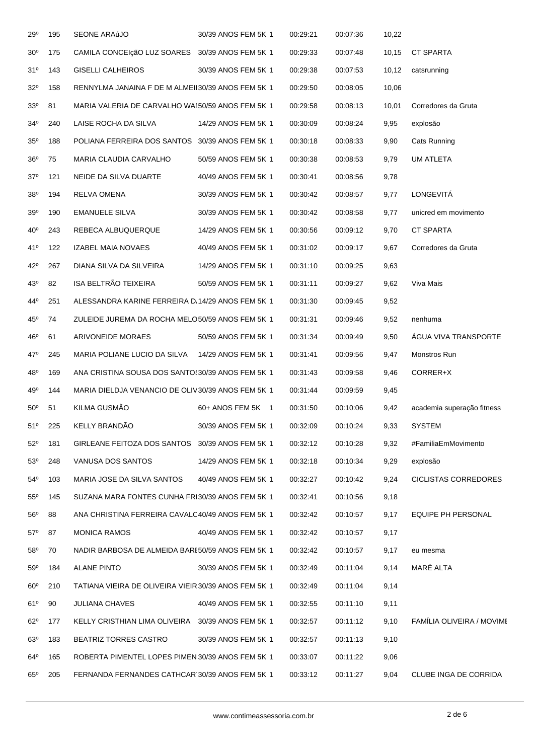| | | | | | | | |
|---|---|---|---|---|---|---|---|
| 29º | 195 | SEONE ARAúJO | 30/39 ANOS FEM 5K 1 | 00:29:21 | 00:07:36 | 10,22 | |
| 30º | 175 | CAMILA CONCEIçãO LUZ SOARES | 30/39 ANOS FEM 5K 1 | 00:29:33 | 00:07:48 | 10,15 | CT SPARTA |
| 31º | 143 | GISELLI CALHEIROS | 30/39 ANOS FEM 5K 1 | 00:29:38 | 00:07:53 | 10,12 | catsrunning |
| 32º | 158 | RENNYLMA JANAINA F DE M ALMEI | 30/39 ANOS FEM 5K 1 | 00:29:50 | 00:08:05 | 10,06 | |
| 33º | 81 | MARIA VALERIA DE CARVALHO WAI | 50/59 ANOS FEM 5K 1 | 00:29:58 | 00:08:13 | 10,01 | Corredores da Gruta |
| 34º | 240 | LAISE ROCHA DA SILVA | 14/29 ANOS FEM 5K 1 | 00:30:09 | 00:08:24 | 9,95 | explosão |
| 35º | 188 | POLIANA FERREIRA DOS SANTOS | 30/39 ANOS FEM 5K 1 | 00:30:18 | 00:08:33 | 9,90 | Cats Running |
| 36º | 75 | MARIA CLAUDIA CARVALHO | 50/59 ANOS FEM 5K 1 | 00:30:38 | 00:08:53 | 9,79 | UM ATLETA |
| 37º | 121 | NEIDE DA SILVA DUARTE | 40/49 ANOS FEM 5K 1 | 00:30:41 | 00:08:56 | 9,78 | |
| 38º | 194 | RELVA OMENA | 30/39 ANOS FEM 5K 1 | 00:30:42 | 00:08:57 | 9,77 | LONGEVITÁ |
| 39º | 190 | EMANUELE SILVA | 30/39 ANOS FEM 5K 1 | 00:30:42 | 00:08:58 | 9,77 | unicred em movimento |
| 40º | 243 | REBECA ALBUQUERQUE | 14/29 ANOS FEM 5K 1 | 00:30:56 | 00:09:12 | 9,70 | CT SPARTA |
| 41º | 122 | IZABEL MAIA NOVAES | 40/49 ANOS FEM 5K 1 | 00:31:02 | 00:09:17 | 9,67 | Corredores da Gruta |
| 42º | 267 | DIANA SILVA DA SILVEIRA | 14/29 ANOS FEM 5K 1 | 00:31:10 | 00:09:25 | 9,63 | |
| 43º | 82 | ISA BELTRÃO TEIXEIRA | 50/59 ANOS FEM 5K 1 | 00:31:11 | 00:09:27 | 9,62 | Viva Mais |
| 44º | 251 | ALESSANDRA KARINE FERREIRA D. | 14/29 ANOS FEM 5K 1 | 00:31:30 | 00:09:45 | 9,52 | |
| 45º | 74 | ZULEIDE JUREMA DA ROCHA MELO | 50/59 ANOS FEM 5K 1 | 00:31:31 | 00:09:46 | 9,52 | nenhuma |
| 46º | 61 | ARIVONEIDE MORAES | 50/59 ANOS FEM 5K 1 | 00:31:34 | 00:09:49 | 9,50 | ÁGUA VIVA TRANSPORTE |
| 47º | 245 | MARIA POLIANE LUCIO DA SILVA | 14/29 ANOS FEM 5K 1 | 00:31:41 | 00:09:56 | 9,47 | Monstros Run |
| 48º | 169 | ANA CRISTINA SOUSA DOS SANTO | 30/39 ANOS FEM 5K 1 | 00:31:43 | 00:09:58 | 9,46 | CORRER+X |
| 49º | 144 | MARIA DIELDJA VENANCIO DE OLIV | 30/39 ANOS FEM 5K 1 | 00:31:44 | 00:09:59 | 9,45 | |
| 50º | 51 | KILMA GUSMÃO | 60+ ANOS FEM 5K 1 | 00:31:50 | 00:10:06 | 9,42 | academia superação fitness |
| 51º | 225 | KELLY BRANDÃO | 30/39 ANOS FEM 5K 1 | 00:32:09 | 00:10:24 | 9,33 | SYSTEM |
| 52º | 181 | GIRLEANE FEITOZA DOS SANTOS | 30/39 ANOS FEM 5K 1 | 00:32:12 | 00:10:28 | 9,32 | #FamiliaEmMovimento |
| 53º | 248 | VANUSA DOS SANTOS | 14/29 ANOS FEM 5K 1 | 00:32:18 | 00:10:34 | 9,29 | explosão |
| 54º | 103 | MARIA JOSE DA SILVA SANTOS | 40/49 ANOS FEM 5K 1 | 00:32:27 | 00:10:42 | 9,24 | CICLISTAS CORREDORES |
| 55º | 145 | SUZANA MARA FONTES CUNHA FRI | 30/39 ANOS FEM 5K 1 | 00:32:41 | 00:10:56 | 9,18 | |
| 56º | 88 | ANA CHRISTINA FERREIRA CAVALC | 40/49 ANOS FEM 5K 1 | 00:32:42 | 00:10:57 | 9,17 | EQUIPE PH PERSONAL |
| 57º | 87 | MONICA RAMOS | 40/49 ANOS FEM 5K 1 | 00:32:42 | 00:10:57 | 9,17 | |
| 58º | 70 | NADIR BARBOSA DE ALMEIDA BARI | 50/59 ANOS FEM 5K 1 | 00:32:42 | 00:10:57 | 9,17 | eu mesma |
| 59º | 184 | ALANE PINTO | 30/39 ANOS FEM 5K 1 | 00:32:49 | 00:11:04 | 9,14 | MARÉ ALTA |
| 60º | 210 | TATIANA VIEIRA DE OLIVEIRA VIEIR | 30/39 ANOS FEM 5K 1 | 00:32:49 | 00:11:04 | 9,14 | |
| 61º | 90 | JULIANA CHAVES | 40/49 ANOS FEM 5K 1 | 00:32:55 | 00:11:10 | 9,11 | |
| 62º | 177 | KELLY CRISTHIAN LIMA OLIVEIRA | 30/39 ANOS FEM 5K 1 | 00:32:57 | 00:11:12 | 9,10 | FAMÍLIA OLIVEIRA / MOVIMI |
| 63º | 183 | BEATRIZ TORRES CASTRO | 30/39 ANOS FEM 5K 1 | 00:32:57 | 00:11:13 | 9,10 | |
| 64º | 165 | ROBERTA PIMENTEL LOPES PIMEN | 30/39 ANOS FEM 5K 1 | 00:33:07 | 00:11:22 | 9,06 | |
| 65º | 205 | FERNANDA FERNANDES CATHCAR | 30/39 ANOS FEM 5K 1 | 00:33:12 | 00:11:27 | 9,04 | CLUBE INGA DE CORRIDA |

www.contimeassessoria.com.br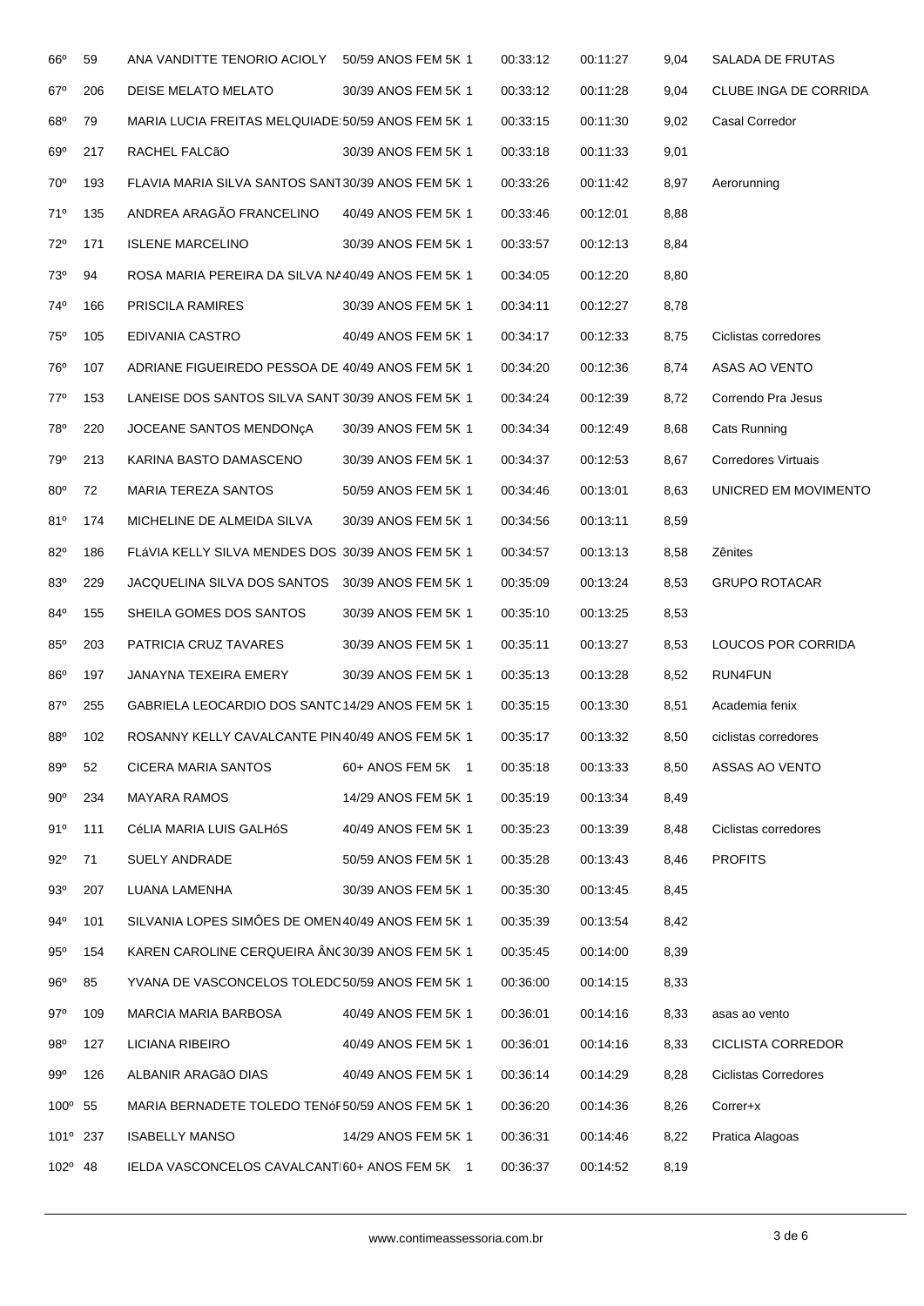| | | | | | | | |
|---|---|---|---|---|---|---|---|
| 66º | 59 | ANA VANDITTE TENORIO ACIOLY | 50/59 ANOS FEM 5K 1 | 00:33:12 | 00:11:27 | 9,04 | SALADA DE FRUTAS |
| 67º | 206 | DEISE MELATO MELATO | 30/39 ANOS FEM 5K 1 | 00:33:12 | 00:11:28 | 9,04 | CLUBE INGA DE CORRIDA |
| 68º | 79 | MARIA LUCIA FREITAS MELQUIADE | 50/59 ANOS FEM 5K 1 | 00:33:15 | 00:11:30 | 9,02 | Casal Corredor |
| 69º | 217 | RACHEL FALCãO | 30/39 ANOS FEM 5K 1 | 00:33:18 | 00:11:33 | 9,01 | |
| 70º | 193 | FLAVIA MARIA SILVA SANTOS SANT | 30/39 ANOS FEM 5K 1 | 00:33:26 | 00:11:42 | 8,97 | Aerorunning |
| 71º | 135 | ANDREA ARAGÃO FRANCELINO | 40/49 ANOS FEM 5K 1 | 00:33:46 | 00:12:01 | 8,88 | |
| 72º | 171 | ISLENE MARCELINO | 30/39 ANOS FEM 5K 1 | 00:33:57 | 00:12:13 | 8,84 | |
| 73º | 94 | ROSA MARIA PEREIRA DA SILVA NA | 40/49 ANOS FEM 5K 1 | 00:34:05 | 00:12:20 | 8,80 | |
| 74º | 166 | PRISCILA RAMIRES | 30/39 ANOS FEM 5K 1 | 00:34:11 | 00:12:27 | 8,78 | |
| 75º | 105 | EDIVANIA CASTRO | 40/49 ANOS FEM 5K 1 | 00:34:17 | 00:12:33 | 8,75 | Ciclistas corredores |
| 76º | 107 | ADRIANE FIGUEIREDO PESSOA DE | 40/49 ANOS FEM 5K 1 | 00:34:20 | 00:12:36 | 8,74 | ASAS AO VENTO |
| 77º | 153 | LANEISE DOS SANTOS SILVA SANT | 30/39 ANOS FEM 5K 1 | 00:34:24 | 00:12:39 | 8,72 | Correndo Pra Jesus |
| 78º | 220 | JOCEANE SANTOS MENDONçA | 30/39 ANOS FEM 5K 1 | 00:34:34 | 00:12:49 | 8,68 | Cats Running |
| 79º | 213 | KARINA BASTO DAMASCENO | 30/39 ANOS FEM 5K 1 | 00:34:37 | 00:12:53 | 8,67 | Corredores Virtuais |
| 80º | 72 | MARIA TEREZA SANTOS | 50/59 ANOS FEM 5K 1 | 00:34:46 | 00:13:01 | 8,63 | UNICRED EM MOVIMENTO |
| 81º | 174 | MICHELINE DE ALMEIDA SILVA | 30/39 ANOS FEM 5K 1 | 00:34:56 | 00:13:11 | 8,59 | |
| 82º | 186 | FLáVIA KELLY SILVA MENDES DOS | 30/39 ANOS FEM 5K 1 | 00:34:57 | 00:13:13 | 8,58 | Zênites |
| 83º | 229 | JACQUELINA SILVA DOS SANTOS | 30/39 ANOS FEM 5K 1 | 00:35:09 | 00:13:24 | 8,53 | GRUPO ROTACAR |
| 84º | 155 | SHEILA GOMES DOS SANTOS | 30/39 ANOS FEM 5K 1 | 00:35:10 | 00:13:25 | 8,53 | |
| 85º | 203 | PATRICIA CRUZ TAVARES | 30/39 ANOS FEM 5K 1 | 00:35:11 | 00:13:27 | 8,53 | LOUCOS POR CORRIDA |
| 86º | 197 | JANAYNA TEXEIRA EMERY | 30/39 ANOS FEM 5K 1 | 00:35:13 | 00:13:28 | 8,52 | RUN4FUN |
| 87º | 255 | GABRIELA LEOCARDIO DOS SANTO | 14/29 ANOS FEM 5K 1 | 00:35:15 | 00:13:30 | 8,51 | Academia fenix |
| 88º | 102 | ROSANNY KELLY CAVALCANTE PIN | 40/49 ANOS FEM 5K 1 | 00:35:17 | 00:13:32 | 8,50 | ciclistas corredores |
| 89º | 52 | CICERA MARIA SANTOS | 60+ ANOS FEM 5K 1 | 00:35:18 | 00:13:33 | 8,50 | ASSAS AO VENTO |
| 90º | 234 | MAYARA RAMOS | 14/29 ANOS FEM 5K 1 | 00:35:19 | 00:13:34 | 8,49 | |
| 91º | 111 | CéLIA MARIA LUIS GALHóS | 40/49 ANOS FEM 5K 1 | 00:35:23 | 00:13:39 | 8,48 | Ciclistas corredores |
| 92º | 71 | SUELY ANDRADE | 50/59 ANOS FEM 5K 1 | 00:35:28 | 00:13:43 | 8,46 | PROFITS |
| 93º | 207 | LUANA LAMENHA | 30/39 ANOS FEM 5K 1 | 00:35:30 | 00:13:45 | 8,45 | |
| 94º | 101 | SILVANIA LOPES SIMÕES DE OMEN | 40/49 ANOS FEM 5K 1 | 00:35:39 | 00:13:54 | 8,42 | |
| 95º | 154 | KAREN CAROLINE CERQUEIRA ÂNC | 30/39 ANOS FEM 5K 1 | 00:35:45 | 00:14:00 | 8,39 | |
| 96º | 85 | YVANA DE VASCONCELOS TOLEDO | 50/59 ANOS FEM 5K 1 | 00:36:00 | 00:14:15 | 8,33 | |
| 97º | 109 | MARCIA MARIA BARBOSA | 40/49 ANOS FEM 5K 1 | 00:36:01 | 00:14:16 | 8,33 | asas ao vento |
| 98º | 127 | LICIANA RIBEIRO | 40/49 ANOS FEM 5K 1 | 00:36:01 | 00:14:16 | 8,33 | CICLISTA CORREDOR |
| 99º | 126 | ALBANIR ARAGãO DIAS | 40/49 ANOS FEM 5K 1 | 00:36:14 | 00:14:29 | 8,28 | Ciclistas Corredores |
| 100º | 55 | MARIA BERNADETE TOLEDO TENóF | 50/59 ANOS FEM 5K 1 | 00:36:20 | 00:14:36 | 8,26 | Correr+x |
| 101º | 237 | ISABELLY MANSO | 14/29 ANOS FEM 5K 1 | 00:36:31 | 00:14:46 | 8,22 | Pratica Alagoas |
| 102º | 48 | IELDA VASCONCELOS CAVALCANTI | 60+ ANOS FEM 5K 1 | 00:36:37 | 00:14:52 | 8,19 | |

www.contimeassessoria.com.br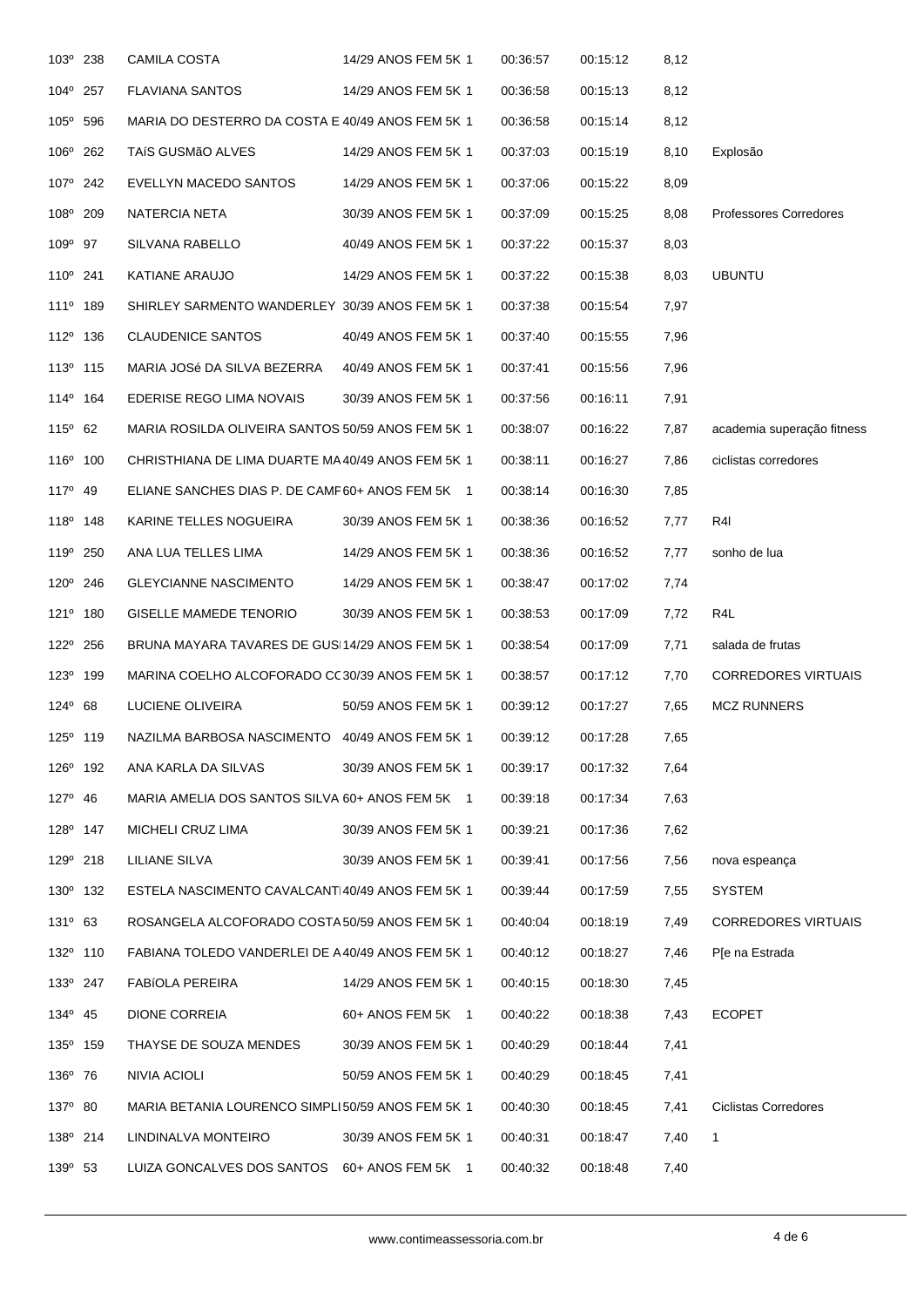| | | | | | | | |
|---|---|---|---|---|---|---|---|
| 103º | 238 | CAMILA COSTA | 14/29 ANOS FEM 5K 1 | 00:36:57 | 00:15:12 | 8,12 | |
| 104º | 257 | FLAVIANA SANTOS | 14/29 ANOS FEM 5K 1 | 00:36:58 | 00:15:13 | 8,12 | |
| 105º | 596 | MARIA DO DESTERRO DA COSTA E | 40/49 ANOS FEM 5K 1 | 00:36:58 | 00:15:14 | 8,12 | |
| 106º | 262 | TAíS GUSMãO ALVES | 14/29 ANOS FEM 5K 1 | 00:37:03 | 00:15:19 | 8,10 | Explosão |
| 107º | 242 | EVELLYN MACEDO SANTOS | 14/29 ANOS FEM 5K 1 | 00:37:06 | 00:15:22 | 8,09 | |
| 108º | 209 | NATERCIA NETA | 30/39 ANOS FEM 5K 1 | 00:37:09 | 00:15:25 | 8,08 | Professores Corredores |
| 109º | 97 | SILVANA RABELLO | 40/49 ANOS FEM 5K 1 | 00:37:22 | 00:15:37 | 8,03 | |
| 110º | 241 | KATIANE ARAUJO | 14/29 ANOS FEM 5K 1 | 00:37:22 | 00:15:38 | 8,03 | UBUNTU |
| 111º | 189 | SHIRLEY SARMENTO WANDERLEY | 30/39 ANOS FEM 5K 1 | 00:37:38 | 00:15:54 | 7,97 | |
| 112º | 136 | CLAUDENICE SANTOS | 40/49 ANOS FEM 5K 1 | 00:37:40 | 00:15:55 | 7,96 | |
| 113º | 115 | MARIA JOSé DA SILVA BEZERRA | 40/49 ANOS FEM 5K 1 | 00:37:41 | 00:15:56 | 7,96 | |
| 114º | 164 | EDERISE REGO LIMA NOVAIS | 30/39 ANOS FEM 5K 1 | 00:37:56 | 00:16:11 | 7,91 | |
| 115º | 62 | MARIA ROSILDA OLIVEIRA SANTOS | 50/59 ANOS FEM 5K 1 | 00:38:07 | 00:16:22 | 7,87 | academia superação fitness |
| 116º | 100 | CHRISTHIANA DE LIMA DUARTE MA | 40/49 ANOS FEM 5K 1 | 00:38:11 | 00:16:27 | 7,86 | ciclistas corredores |
| 117º | 49 | ELIANE SANCHES DIAS P. DE CAMF | 60+ ANOS FEM 5K 1 | 00:38:14 | 00:16:30 | 7,85 | |
| 118º | 148 | KARINE TELLES NOGUEIRA | 30/39 ANOS FEM 5K 1 | 00:38:36 | 00:16:52 | 7,77 | R4I |
| 119º | 250 | ANA LUA TELLES LIMA | 14/29 ANOS FEM 5K 1 | 00:38:36 | 00:16:52 | 7,77 | sonho de lua |
| 120º | 246 | GLEYCIANNE NASCIMENTO | 14/29 ANOS FEM 5K 1 | 00:38:47 | 00:17:02 | 7,74 | |
| 121º | 180 | GISELLE MAMEDE TENORIO | 30/39 ANOS FEM 5K 1 | 00:38:53 | 00:17:09 | 7,72 | R4L |
| 122º | 256 | BRUNA MAYARA TAVARES DE GUS | 14/29 ANOS FEM 5K 1 | 00:38:54 | 00:17:09 | 7,71 | salada de frutas |
| 123º | 199 | MARINA COELHO ALCOFORADO CC | 30/39 ANOS FEM 5K 1 | 00:38:57 | 00:17:12 | 7,70 | CORREDORES VIRTUAIS |
| 124º | 68 | LUCIENE OLIVEIRA | 50/59 ANOS FEM 5K 1 | 00:39:12 | 00:17:27 | 7,65 | MCZ RUNNERS |
| 125º | 119 | NAZILMA BARBOSA NASCIMENTO | 40/49 ANOS FEM 5K 1 | 00:39:12 | 00:17:28 | 7,65 | |
| 126º | 192 | ANA KARLA DA SILVAS | 30/39 ANOS FEM 5K 1 | 00:39:17 | 00:17:32 | 7,64 | |
| 127º | 46 | MARIA AMELIA DOS SANTOS SILVA | 60+ ANOS FEM 5K 1 | 00:39:18 | 00:17:34 | 7,63 | |
| 128º | 147 | MICHELI CRUZ LIMA | 30/39 ANOS FEM 5K 1 | 00:39:21 | 00:17:36 | 7,62 | |
| 129º | 218 | LILIANE SILVA | 30/39 ANOS FEM 5K 1 | 00:39:41 | 00:17:56 | 7,56 | nova espeança |
| 130º | 132 | ESTELA NASCIMENTO CAVALCANTI | 40/49 ANOS FEM 5K 1 | 00:39:44 | 00:17:59 | 7,55 | SYSTEM |
| 131º | 63 | ROSANGELA ALCOFORADO COSTA | 50/59 ANOS FEM 5K 1 | 00:40:04 | 00:18:19 | 7,49 | CORREDORES VIRTUAIS |
| 132º | 110 | FABIANA TOLEDO VANDERLEI DE A | 40/49 ANOS FEM 5K 1 | 00:40:12 | 00:18:27 | 7,46 | P[e na Estrada |
| 133º | 247 | FABíOLA PEREIRA | 14/29 ANOS FEM 5K 1 | 00:40:15 | 00:18:30 | 7,45 | |
| 134º | 45 | DIONE CORREIA | 60+ ANOS FEM 5K 1 | 00:40:22 | 00:18:38 | 7,43 | ECOPET |
| 135º | 159 | THAYSE DE SOUZA MENDES | 30/39 ANOS FEM 5K 1 | 00:40:29 | 00:18:44 | 7,41 | |
| 136º | 76 | NIVIA ACIOLI | 50/59 ANOS FEM 5K 1 | 00:40:29 | 00:18:45 | 7,41 | |
| 137º | 80 | MARIA BETANIA LOURENCO SIMPLI | 50/59 ANOS FEM 5K 1 | 00:40:30 | 00:18:45 | 7,41 | Ciclistas Corredores |
| 138º | 214 | LINDINALVA MONTEIRO | 30/39 ANOS FEM 5K 1 | 00:40:31 | 00:18:47 | 7,40 | 1 |
| 139º | 53 | LUIZA GONCALVES DOS SANTOS | 60+ ANOS FEM 5K 1 | 00:40:32 | 00:18:48 | 7,40 | |

www.contimeassessoria.com.br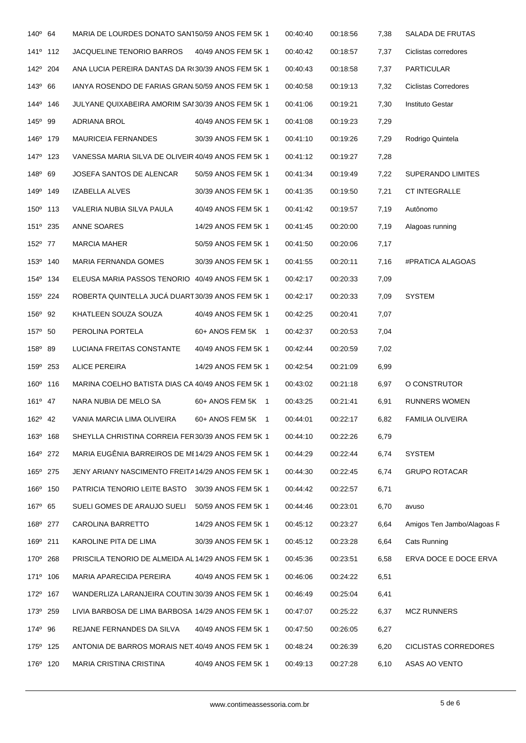| | | | | | | | |
|---|---|---|---|---|---|---|---|
| 140º | 64 | MARIA DE LOURDES DONATO SANT | 50/59 ANOS FEM 5K 1 | 00:40:40 | 00:18:56 | 7,38 | SALADA DE FRUTAS |
| 141º | 112 | JACQUELINE TENORIO BARROS | 40/49 ANOS FEM 5K 1 | 00:40:42 | 00:18:57 | 7,37 | Ciclistas corredores |
| 142º | 204 | ANA LUCIA PEREIRA DANTAS DA R( | 30/39 ANOS FEM 5K 1 | 00:40:43 | 00:18:58 | 7,37 | PARTICULAR |
| 143º | 66 | IANYA ROSENDO DE FARIAS GRAN. | 50/59 ANOS FEM 5K 1 | 00:40:58 | 00:19:13 | 7,32 | Ciclistas Corredores |
| 144º | 146 | JULYANE QUIXABEIRA AMORIM SAI | 30/39 ANOS FEM 5K 1 | 00:41:06 | 00:19:21 | 7,30 | Instituto Gestar |
| 145º | 99 | ADRIANA BROL | 40/49 ANOS FEM 5K 1 | 00:41:08 | 00:19:23 | 7,29 | |
| 146º | 179 | MAURICEIA FERNANDES | 30/39 ANOS FEM 5K 1 | 00:41:10 | 00:19:26 | 7,29 | Rodrigo Quintela |
| 147º | 123 | VANESSA MARIA SILVA DE OLIVEIR | 40/49 ANOS FEM 5K 1 | 00:41:12 | 00:19:27 | 7,28 | |
| 148º | 69 | JOSEFA SANTOS DE ALENCAR | 50/59 ANOS FEM 5K 1 | 00:41:34 | 00:19:49 | 7,22 | SUPERANDO LIMITES |
| 149º | 149 | IZABELLA ALVES | 30/39 ANOS FEM 5K 1 | 00:41:35 | 00:19:50 | 7,21 | CT INTEGRALLE |
| 150º | 113 | VALERIA NUBIA SILVA PAULA | 40/49 ANOS FEM 5K 1 | 00:41:42 | 00:19:57 | 7,19 | Autônomo |
| 151º | 235 | ANNE SOARES | 14/29 ANOS FEM 5K 1 | 00:41:45 | 00:20:00 | 7,19 | Alagoas running |
| 152º | 77 | MARCIA MAHER | 50/59 ANOS FEM 5K 1 | 00:41:50 | 00:20:06 | 7,17 | |
| 153º | 140 | MARIA FERNANDA GOMES | 30/39 ANOS FEM 5K 1 | 00:41:55 | 00:20:11 | 7,16 | #PRATICA ALAGOAS |
| 154º | 134 | ELEUSA MARIA PASSOS TENORIO | 40/49 ANOS FEM 5K 1 | 00:42:17 | 00:20:33 | 7,09 | |
| 155º | 224 | ROBERTA QUINTELLA JUCÁ DUART | 30/39 ANOS FEM 5K 1 | 00:42:17 | 00:20:33 | 7,09 | SYSTEM |
| 156º | 92 | KHATLEEN SOUZA SOUZA | 40/49 ANOS FEM 5K 1 | 00:42:25 | 00:20:41 | 7,07 | |
| 157º | 50 | PEROLINA PORTELA | 60+ ANOS FEM 5K 1 | 00:42:37 | 00:20:53 | 7,04 | |
| 158º | 89 | LUCIANA FREITAS CONSTANTE | 40/49 ANOS FEM 5K 1 | 00:42:44 | 00:20:59 | 7,02 | |
| 159º | 253 | ALICE PEREIRA | 14/29 ANOS FEM 5K 1 | 00:42:54 | 00:21:09 | 6,99 | |
| 160º | 116 | MARINA COELHO BATISTA DIAS CA | 40/49 ANOS FEM 5K 1 | 00:43:02 | 00:21:18 | 6,97 | O CONSTRUTOR |
| 161º | 47 | NARA NUBIA DE MELO SA | 60+ ANOS FEM 5K 1 | 00:43:25 | 00:21:41 | 6,91 | RUNNERS WOMEN |
| 162º | 42 | VANIA MARCIA LIMA OLIVEIRA | 60+ ANOS FEM 5K 1 | 00:44:01 | 00:22:17 | 6,82 | FAMILIA OLIVEIRA |
| 163º | 168 | SHEYLLA CHRISTINA CORREIA FER | 30/39 ANOS FEM 5K 1 | 00:44:10 | 00:22:26 | 6,79 | |
| 164º | 272 | MARIA EUGÊNIA BARREIROS DE MI | 14/29 ANOS FEM 5K 1 | 00:44:29 | 00:22:44 | 6,74 | SYSTEM |
| 165º | 275 | JENY ARIANY NASCIMENTO FREITA | 14/29 ANOS FEM 5K 1 | 00:44:30 | 00:22:45 | 6,74 | GRUPO ROTACAR |
| 166º | 150 | PATRICIA TENORIO LEITE BASTO | 30/39 ANOS FEM 5K 1 | 00:44:42 | 00:22:57 | 6,71 | |
| 167º | 65 | SUELI GOMES DE ARAUJO SUELI | 50/59 ANOS FEM 5K 1 | 00:44:46 | 00:23:01 | 6,70 | avuso |
| 168º | 277 | CAROLINA BARRETTO | 14/29 ANOS FEM 5K 1 | 00:45:12 | 00:23:27 | 6,64 | Amigos Ten Jambo/Alagoas F |
| 169º | 211 | KAROLINE PITA DE LIMA | 30/39 ANOS FEM 5K 1 | 00:45:12 | 00:23:28 | 6,64 | Cats Running |
| 170º | 268 | PRISCILA TENORIO DE ALMEIDA AL | 14/29 ANOS FEM 5K 1 | 00:45:36 | 00:23:51 | 6,58 | ERVA DOCE E DOCE ERVA |
| 171º | 106 | MARIA APARECIDA PEREIRA | 40/49 ANOS FEM 5K 1 | 00:46:06 | 00:24:22 | 6,51 | |
| 172º | 167 | WANDERLIZA LARANJEIRA COUTIN | 30/39 ANOS FEM 5K 1 | 00:46:49 | 00:25:04 | 6,41 | |
| 173º | 259 | LIVIA BARBOSA DE LIMA BARBOSA | 14/29 ANOS FEM 5K 1 | 00:47:07 | 00:25:22 | 6,37 | MCZ RUNNERS |
| 174º | 96 | REJANE FERNANDES DA SILVA | 40/49 ANOS FEM 5K 1 | 00:47:50 | 00:26:05 | 6,27 | |
| 175º | 125 | ANTONIA DE BARROS MORAIS NET. | 40/49 ANOS FEM 5K 1 | 00:48:24 | 00:26:39 | 6,20 | CICLISTAS CORREDORES |
| 176º | 120 | MARIA CRISTINA CRISTINA | 40/49 ANOS FEM 5K 1 | 00:49:13 | 00:27:28 | 6,10 | ASAS AO VENTO |

www.contimeassessoria.com.br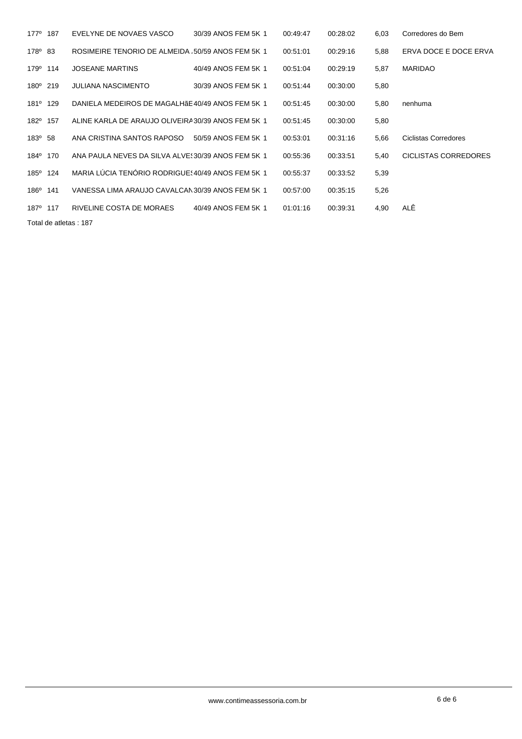| | | | | | | | |
|---|---|---|---|---|---|---|---|
| 177º | 187 | EVELYNE DE NOVAES VASCO | 30/39 ANOS FEM 5K 1 | 00:49:47 | 00:28:02 | 6,03 | Corredores do Bem |
| 178º | 83 | ROSIMEIRE TENORIO DE ALMEIDA | 50/59 ANOS FEM 5K 1 | 00:51:01 | 00:29:16 | 5,88 | ERVA DOCE E DOCE ERVA |
| 179º | 114 | JOSEANE MARTINS | 40/49 ANOS FEM 5K 1 | 00:51:04 | 00:29:19 | 5,87 | MARIDAO |
| 180º | 219 | JULIANA NASCIMENTO | 30/39 ANOS FEM 5K 1 | 00:51:44 | 00:30:00 | 5,80 | |
| 181º | 129 | DANIELA MEDEIROS DE MAGALHãE | 40/49 ANOS FEM 5K 1 | 00:51:45 | 00:30:00 | 5,80 | nenhuma |
| 182º | 157 | ALINE KARLA DE ARAUJO OLIVEIRA | 30/39 ANOS FEM 5K 1 | 00:51:45 | 00:30:00 | 5,80 | |
| 183º | 58 | ANA CRISTINA SANTOS RAPOSO | 50/59 ANOS FEM 5K 1 | 00:53:01 | 00:31:16 | 5,66 | Ciclistas Corredores |
| 184º | 170 | ANA PAULA NEVES DA SILVA ALVES | 30/39 ANOS FEM 5K 1 | 00:55:36 | 00:33:51 | 5,40 | CICLISTAS CORREDORES |
| 185º | 124 | MARIA LÚCIA TENÓRIO RODRIGUES | 40/49 ANOS FEM 5K 1 | 00:55:37 | 00:33:52 | 5,39 | |
| 186º | 141 | VANESSA LIMA ARAUJO CAVALCAN | 30/39 ANOS FEM 5K 1 | 00:57:00 | 00:35:15 | 5,26 | |
| 187º | 117 | RIVELINE COSTA DE MORAES | 40/49 ANOS FEM 5K 1 | 01:01:16 | 00:39:31 | 4,90 | ALÊ |

Total de atletas : 187

www.contimeassessoria.com.br